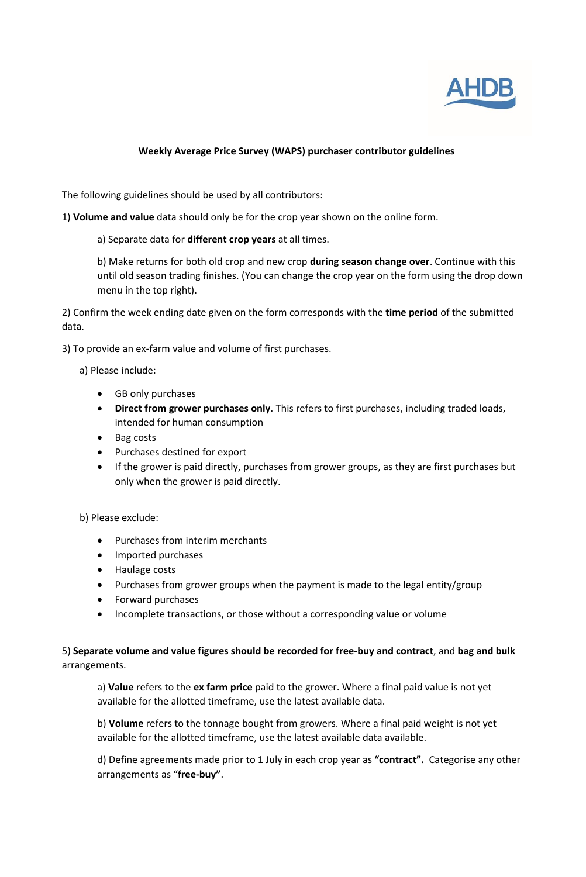**Weekly Average Price Survey (WAPS) purchaser contributor guidelines**

The following guidelines should be used by all contributors:

1) **Volume and value** data should only be for the crop year shown on the online form.

   a) Separate data for **different crop years** at all times.

   b) Make returns for both old crop and new crop **during season change over**. Continue with this until old season trading finishes. (You can change the crop year on the form using the drop down menu in the top right).

2) Confirm the week ending date given on the form corresponds with the **time period** of the submitted data.

3) To provide an ex-farm value and volume of first purchases.

   a) Please include:

   - GB only purchases
   - **Direct from grower purchases only**. This refers to first purchases, including traded loads, intended for human consumption
   - Bag costs
   - Purchases destined for export
   - If the grower is paid directly, purchases from grower groups, as they are first purchases but only when the grower is paid directly.

   b) Please exclude:

   - Purchases from interim merchants
   - Imported purchases
   - Haulage costs
   - Purchases from grower groups when the payment is made to the legal entity/group
   - Forward purchases
   - Incomplete transactions, or those without a corresponding value or volume

5) **Separate volume and value figures should be recorded for free-buy and contract**, and **bag and bulk** arrangements.

   a) **Value** refers to the **ex farm price** paid to the grower. Where a final paid value is not yet available for the allotted timeframe, use the latest available data.

   b) **Volume** refers to the tonnage bought from growers. Where a final paid weight is not yet available for the allotted timeframe, use the latest available data available.

   d) Define agreements made prior to 1 July in each crop year as **"contract".** Categorise any other arrangements as "**free-buy"**.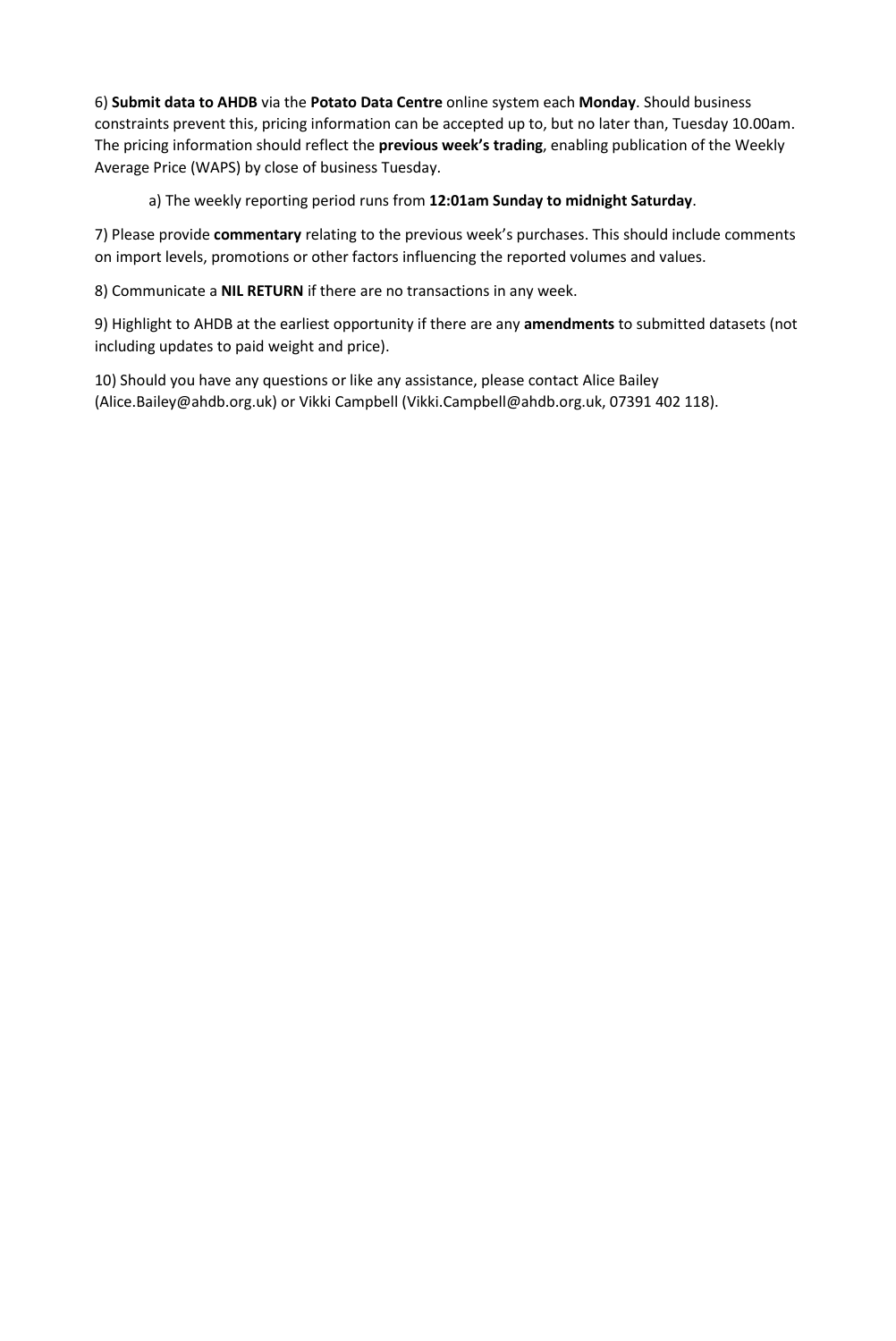6) **Submit data to AHDB** via the **Potato Data Centre** online system each **Monday**. Should business constraints prevent this, pricing information can be accepted up to, but no later than, Tuesday 10.00am. The pricing information should reflect the **previous week's trading**, enabling publication of the Weekly Average Price (WAPS) by close of business Tuesday.

   a) The weekly reporting period runs from **12:01am Sunday to midnight Saturday**.

7) Please provide **commentary** relating to the previous week's purchases. This should include comments on import levels, promotions or other factors influencing the reported volumes and values.

8) Communicate a **NIL RETURN** if there are no transactions in any week.

9) Highlight to AHDB at the earliest opportunity if there are any **amendments** to submitted datasets (not including updates to paid weight and price).

10) Should you have any questions or like any assistance, please contact Alice Bailey (Alice.Bailey@ahdb.org.uk) or Vikki Campbell (Vikki.Campbell@ahdb.org.uk, 07391 402 118).